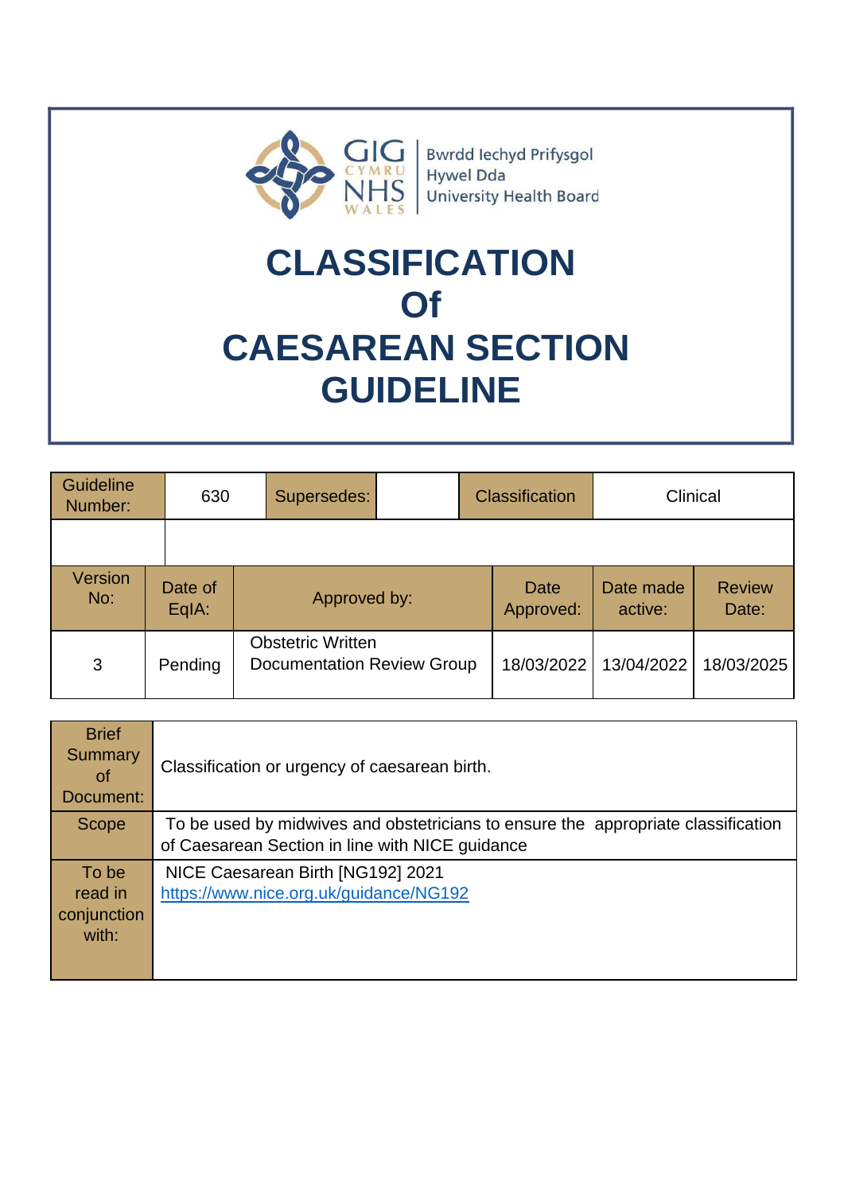GIG CYMRU NHS WALES | Bwrdd Iechyd Prifysgol Hywel Dda University Health Board

# CLASSIFICATION Of CAESAREAN SECTION GUIDELINE

| Guideline Number: | 630 | Supersedes: | | Classification | Clinical |
|---|---|---|---|---|---|
| | | | | | |

| Version No: | Date of EqIA: | Approved by: | Date Approved: | Date made active: | Review Date: |
|---|---|---|---|---|---|
| 3 | Pending | Obstetric Written Documentation Review Group | 18/03/2022 | 13/04/2022 | 18/03/2025 |

| | |
|---|---|
| Brief Summary of Document: | Classification or urgency of caesarean birth. |
| Scope | To be used by midwives and obstetricians to ensure the appropriate classification of Caesarean Section in line with NICE guidance |
| To be read in conjunction with: | NICE Caesarean Birth [NG192] 2021 https://www.nice.org.uk/guidance/NG192 |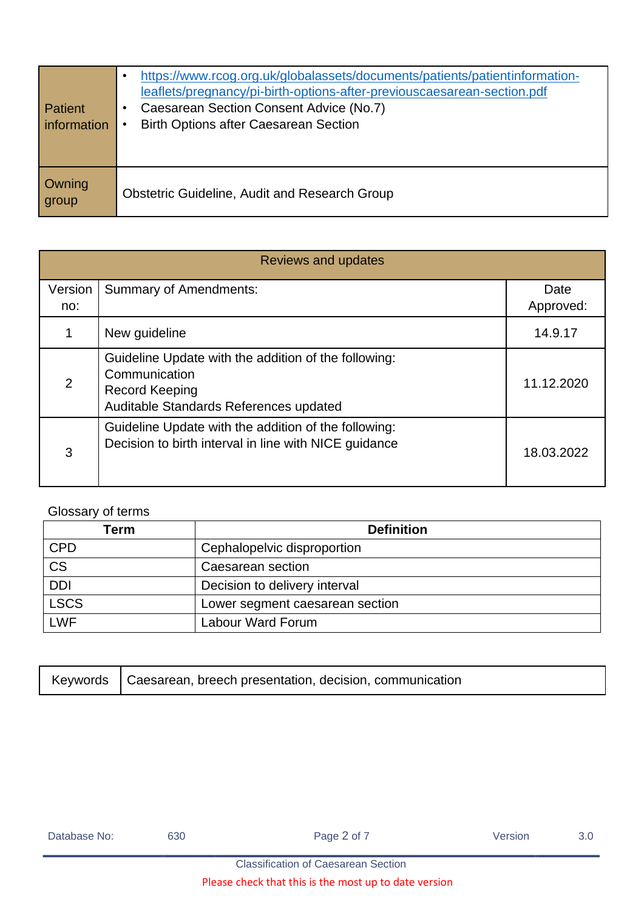| Patient information | • https://www.rcog.org.uk/globalassets/documents/patients/patientinformation-leaflets/pregnancy/pi-birth-options-after-previouscaesarean-section.pdf<br>• Caesarean Section Consent Advice (No.7)<br>• Birth Options after Caesarean Section |
|---|---|
| Owning group | Obstetric Guideline, Audit and Research Group |

| Reviews and updates | | |
|---|---|---|
| Version no: | Summary of Amendments: | Date Approved: |
| 1 | New guideline | 14.9.17 |
| 2 | Guideline Update with the addition of the following:<br>Communication<br>Record Keeping<br>Auditable Standards References updated | 11.12.2020 |
| 3 | Guideline Update with the addition of the following:<br>Decision to birth interval in line with NICE guidance | 18.03.2022 |

Glossary of terms

| Term | Definition |
|---|---|
| CPD | Cephalopelvic disproportion |
| CS | Caesarean section |
| DDI | Decision to delivery interval |
| LSCS | Lower segment caesarean section |
| LWF | Labour Ward Forum |

| Keywords | Caesarean, breech presentation, decision, communication |
|---|---|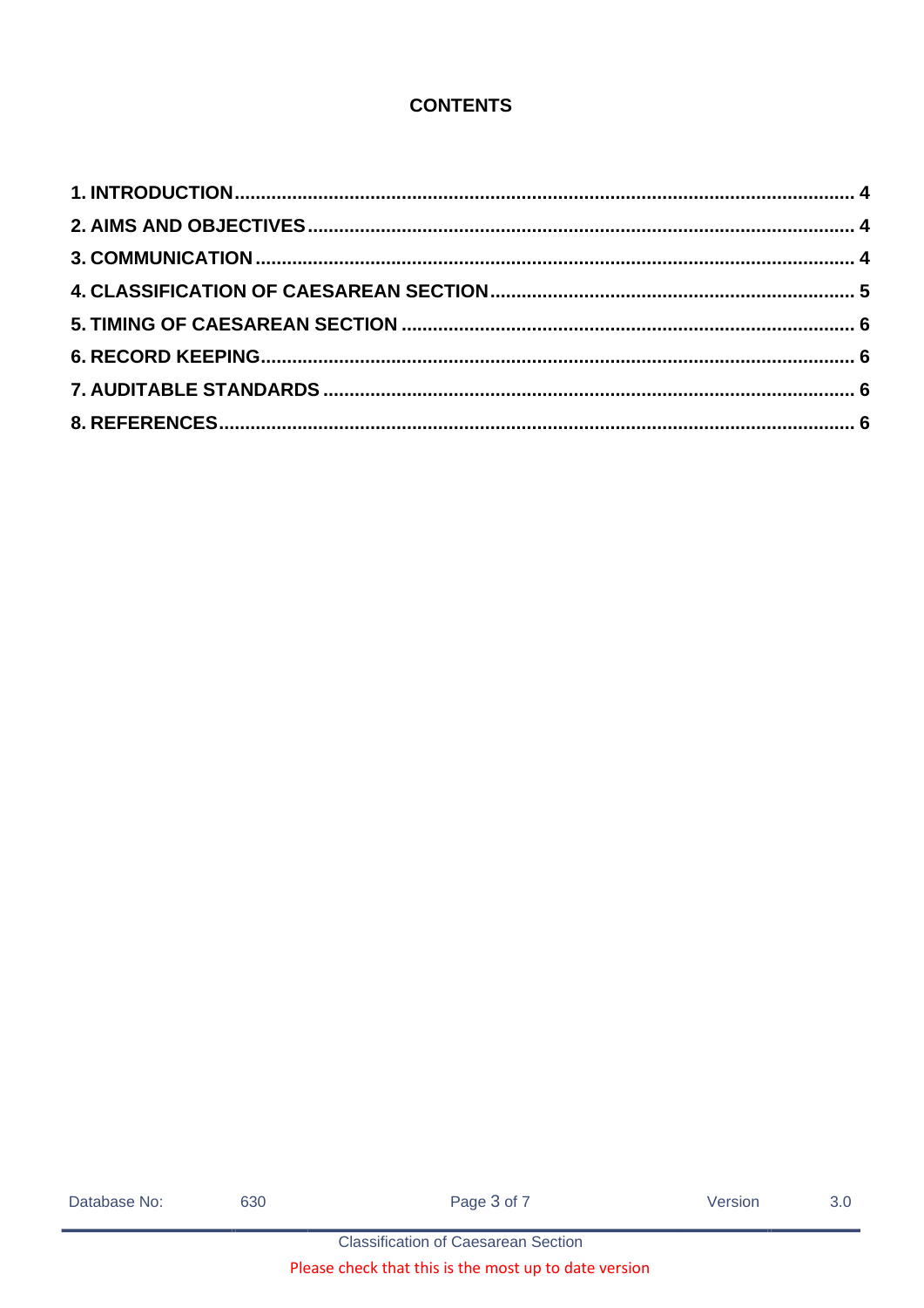## CONTENTS

1. INTRODUCTION .......................................................... 4
2. AIMS AND OBJECTIVES .......................................................... 4
3. COMMUNICATION .......................................................... 4
4. CLASSIFICATION OF CAESAREAN SECTION .......................................................... 5
5. TIMING OF CAESAREAN SECTION .......................................................... 6
6. RECORD KEEPING .......................................................... 6
7. AUDITABLE STANDARDS .......................................................... 6
8. REFERENCES .......................................................... 6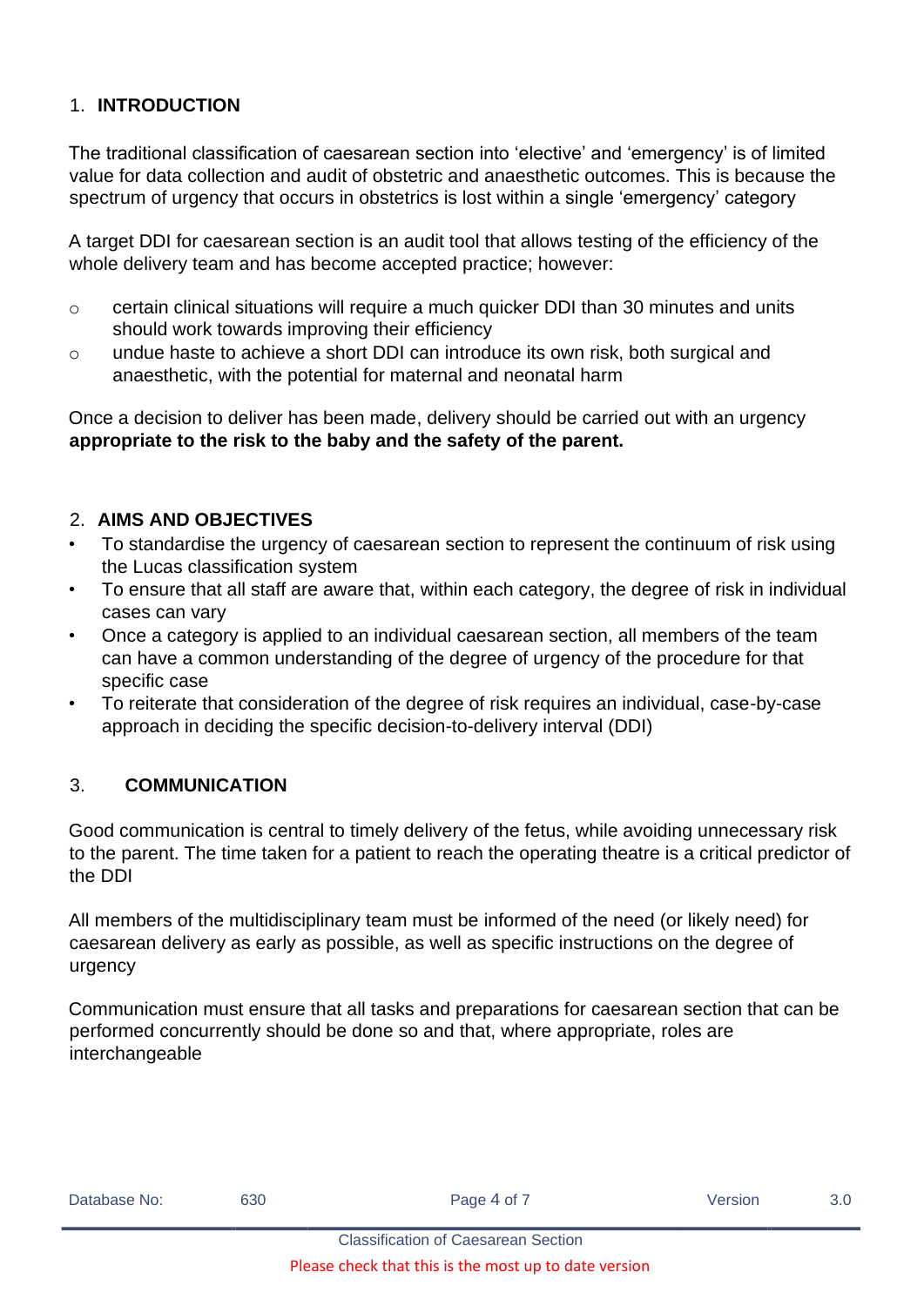## 1. INTRODUCTION

The traditional classification of caesarean section into 'elective' and 'emergency' is of limited value for data collection and audit of obstetric and anaesthetic outcomes. This is because the spectrum of urgency that occurs in obstetrics is lost within a single 'emergency' category

A target DDI for caesarean section is an audit tool that allows testing of the efficiency of the whole delivery team and has become accepted practice; however:

- certain clinical situations will require a much quicker DDI than 30 minutes and units should work towards improving their efficiency
- undue haste to achieve a short DDI can introduce its own risk, both surgical and anaesthetic, with the potential for maternal and neonatal harm

Once a decision to deliver has been made, delivery should be carried out with an urgency **appropriate to the risk to the baby and the safety of the parent.**

## 2. AIMS AND OBJECTIVES

- To standardise the urgency of caesarean section to represent the continuum of risk using the Lucas classification system
- To ensure that all staff are aware that, within each category, the degree of risk in individual cases can vary
- Once a category is applied to an individual caesarean section, all members of the team can have a common understanding of the degree of urgency of the procedure for that specific case
- To reiterate that consideration of the degree of risk requires an individual, case-by-case approach in deciding the specific decision-to-delivery interval (DDI)

## 3. COMMUNICATION

Good communication is central to timely delivery of the fetus, while avoiding unnecessary risk to the parent. The time taken for a patient to reach the operating theatre is a critical predictor of the DDI

All members of the multidisciplinary team must be informed of the need (or likely need) for caesarean delivery as early as possible, as well as specific instructions on the degree of urgency

Communication must ensure that all tasks and preparations for caesarean section that can be performed concurrently should be done so and that, where appropriate, roles are interchangeable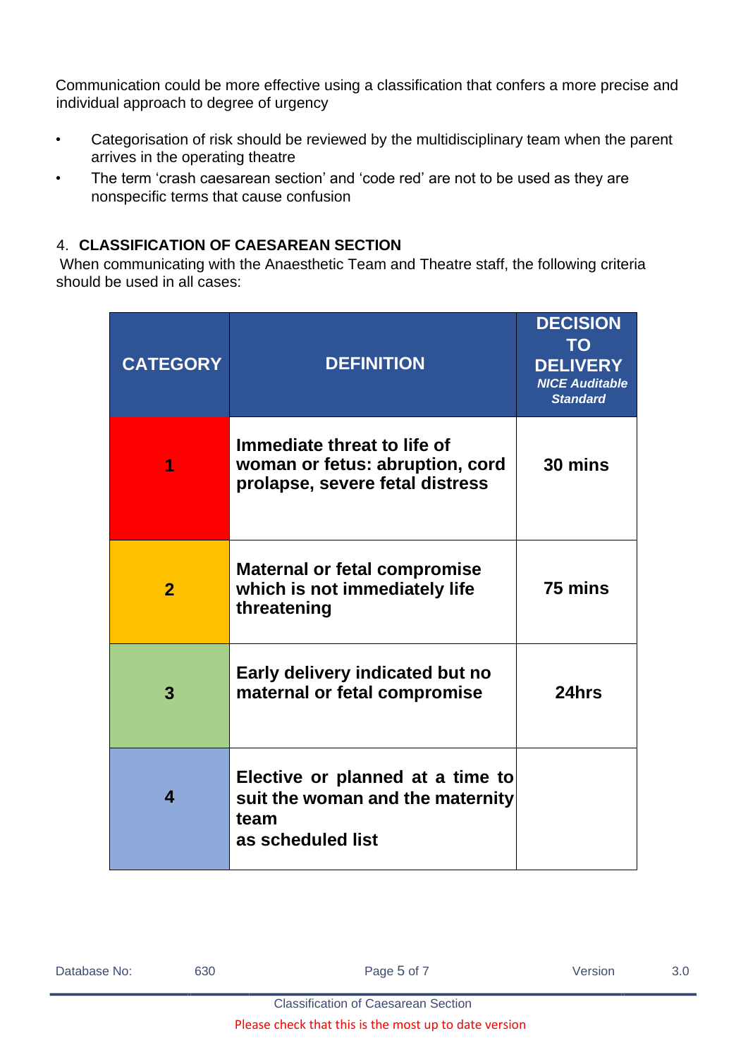Communication could be more effective using a classification that confers a more precise and individual approach to degree of urgency

- Categorisation of risk should be reviewed by the multidisciplinary team when the parent arrives in the operating theatre
- The term 'crash caesarean section' and 'code red' are not to be used as they are nonspecific terms that cause confusion

## 4. CLASSIFICATION OF CAESAREAN SECTION

When communicating with the Anaesthetic Team and Theatre staff, the following criteria should be used in all cases:

| CATEGORY | DEFINITION | DECISION TO DELIVERY *NICE Auditable Standard* |
|---|---|---|
| **1** | **Immediate threat to life of woman or fetus: abruption, cord prolapse, severe fetal distress** | **30 mins** |
| **2** | **Maternal or fetal compromise which is not immediately life threatening** | **75 mins** |
| **3** | **Early delivery indicated but no maternal or fetal compromise** | **24hrs** |
| **4** | **Elective or planned at a time to suit the woman and the maternity team as scheduled list** | |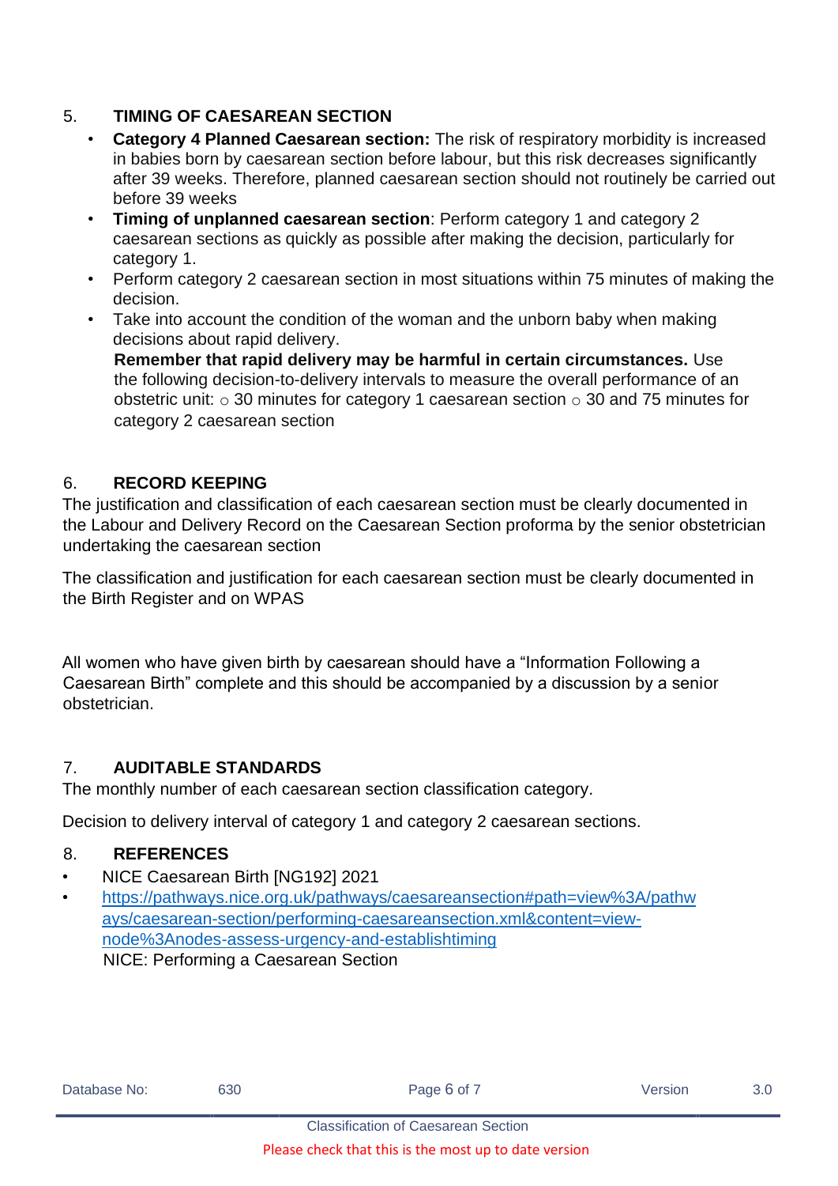## 5. TIMING OF CAESAREAN SECTION

- **Category 4 Planned Caesarean section:** The risk of respiratory morbidity is increased in babies born by caesarean section before labour, but this risk decreases significantly after 39 weeks. Therefore, planned caesarean section should not routinely be carried out before 39 weeks
- **Timing of unplanned caesarean section**: Perform category 1 and category 2 caesarean sections as quickly as possible after making the decision, particularly for category 1.
- Perform category 2 caesarean section in most situations within 75 minutes of making the decision.
- Take into account the condition of the woman and the unborn baby when making decisions about rapid delivery.

  **Remember that rapid delivery may be harmful in certain circumstances.** Use the following decision-to-delivery intervals to measure the overall performance of an obstetric unit: ○ 30 minutes for category 1 caesarean section ○ 30 and 75 minutes for category 2 caesarean section

## 6. RECORD KEEPING

The justification and classification of each caesarean section must be clearly documented in the Labour and Delivery Record on the Caesarean Section proforma by the senior obstetrician undertaking the caesarean section

The classification and justification for each caesarean section must be clearly documented in the Birth Register and on WPAS

All women who have given birth by caesarean should have a "Information Following a Caesarean Birth" complete and this should be accompanied by a discussion by a senior obstetrician.

## 7. AUDITABLE STANDARDS

The monthly number of each caesarean section classification category.

Decision to delivery interval of category 1 and category 2 caesarean sections.

## 8. REFERENCES

- NICE Caesarean Birth [NG192] 2021
- https://pathways.nice.org.uk/pathways/caesareansection#path=view%3A/pathways/caesarean-section/performing-caesareansection.xml&content=view-node%3Anodes-assess-urgency-and-establishtiming
  NICE: Performing a Caesarean Section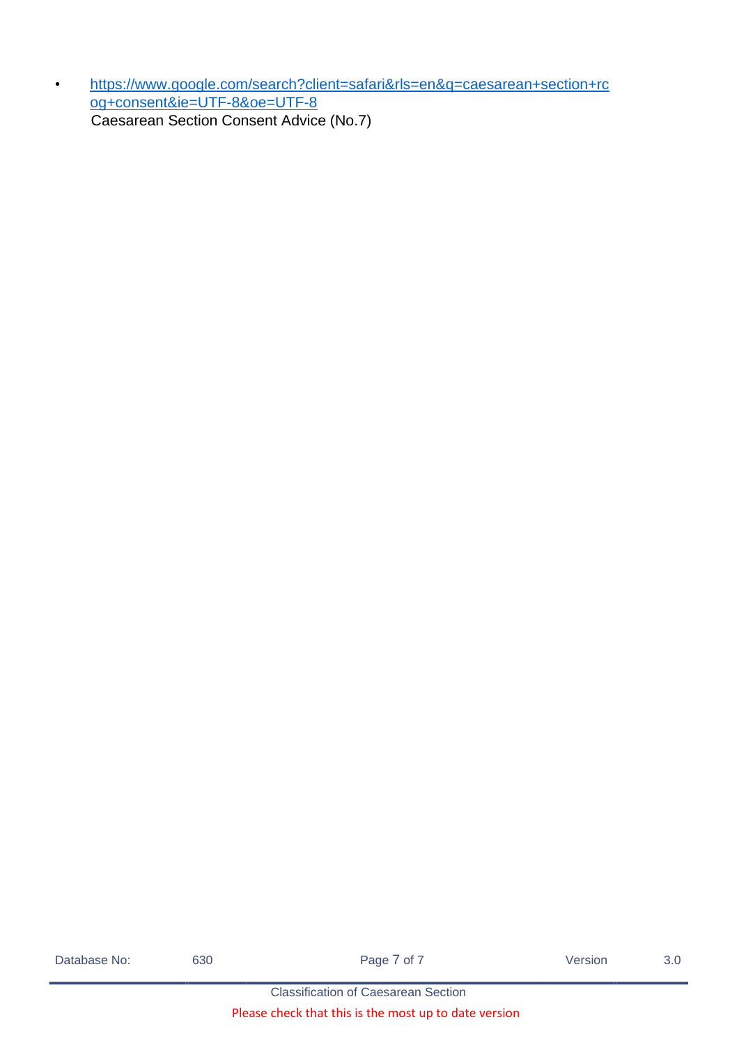- https://www.google.com/search?client=safari&rls=en&q=caesarean+section+rcog+consent&ie=UTF-8&oe=UTF-8
  Caesarean Section Consent Advice (No.7)